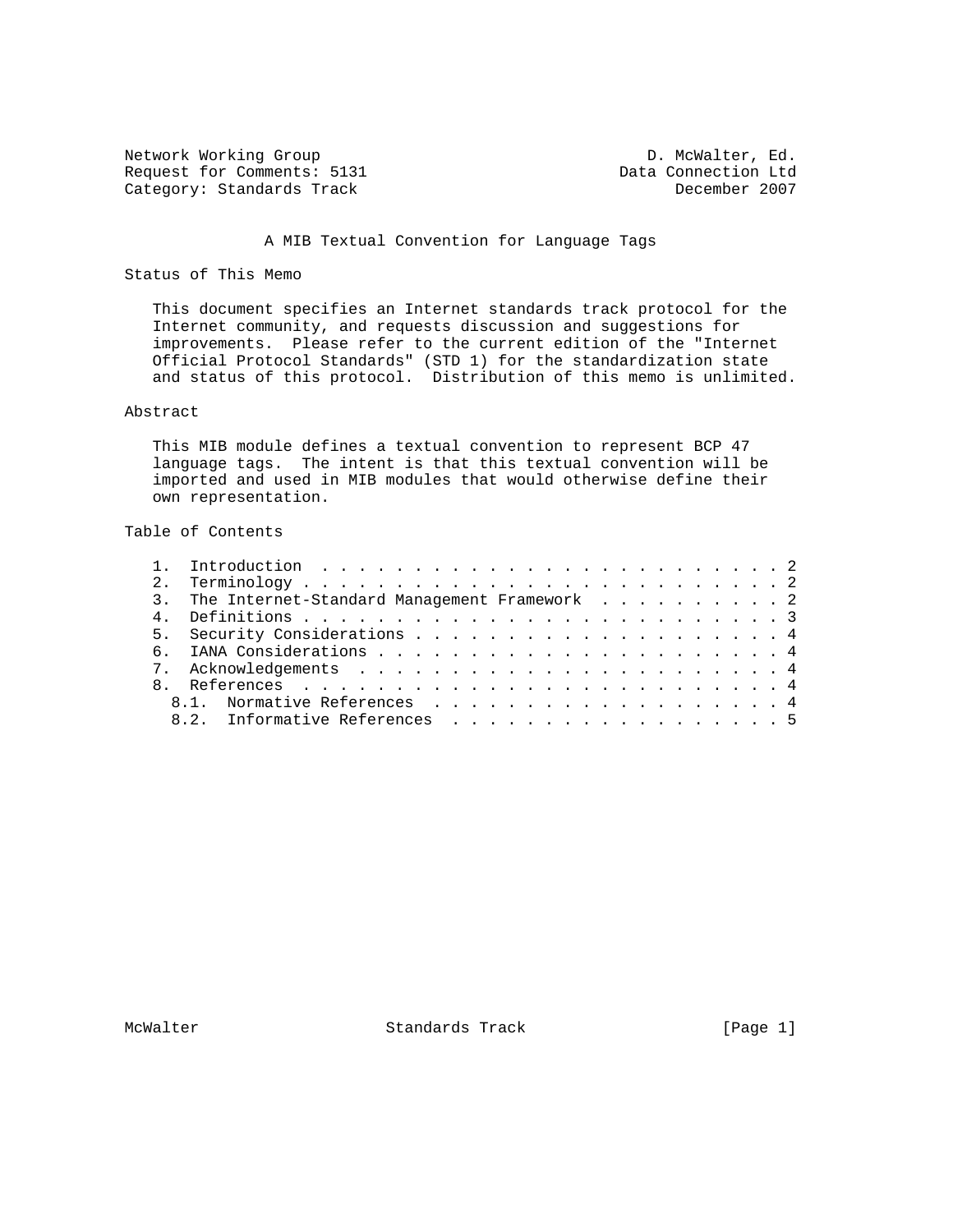Network Working Group D. McWalter, Ed.
Request for Comments: 5131 Data Connection Ltd
Category: Standards Track December 2007

# A MIB Textual Convention for Language Tags

## Status of This Memo

This document specifies an Internet standards track protocol for the Internet community, and requests discussion and suggestions for improvements. Please refer to the current edition of the "Internet Official Protocol Standards" (STD 1) for the standardization state and status of this protocol. Distribution of this memo is unlimited.

## Abstract

This MIB module defines a textual convention to represent BCP 47 language tags. The intent is that this textual convention will be imported and used in MIB modules that would otherwise define their own representation.

## Table of Contents

```
   1.  Introduction . . . . . . . . . . . . . . . . . . . . . . . . . 2
   2.  Terminology  . . . . . . . . . . . . . . . . . . . . . . . . . 2
   3.  The Internet-Standard Management Framework . . . . . . . . . . 2
   4.  Definitions  . . . . . . . . . . . . . . . . . . . . . . . . . 3
   5.  Security Considerations  . . . . . . . . . . . . . . . . . . . 4
   6.  IANA Considerations  . . . . . . . . . . . . . . . . . . . . . 4
   7.  Acknowledgements . . . . . . . . . . . . . . . . . . . . . . . 4
   8.  References . . . . . . . . . . . . . . . . . . . . . . . . . . 4
     8.1.  Normative References . . . . . . . . . . . . . . . . . . . 4
     8.2.  Informative References . . . . . . . . . . . . . . . . . . 5
```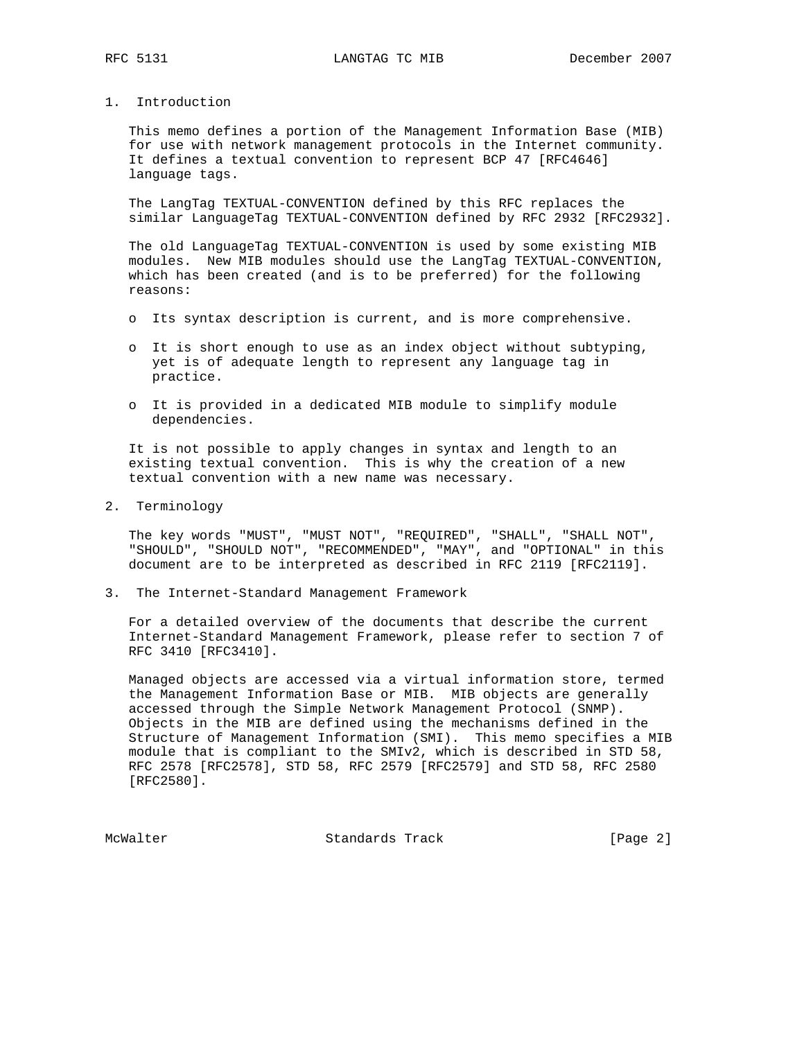## 1. Introduction

This memo defines a portion of the Management Information Base (MIB) for use with network management protocols in the Internet community. It defines a textual convention to represent BCP 47 [RFC4646] language tags.

The LangTag TEXTUAL-CONVENTION defined by this RFC replaces the similar LanguageTag TEXTUAL-CONVENTION defined by RFC 2932 [RFC2932].

The old LanguageTag TEXTUAL-CONVENTION is used by some existing MIB modules. New MIB modules should use the LangTag TEXTUAL-CONVENTION, which has been created (and is to be preferred) for the following reasons:

- Its syntax description is current, and is more comprehensive.
- It is short enough to use as an index object without subtyping, yet is of adequate length to represent any language tag in practice.
- It is provided in a dedicated MIB module to simplify module dependencies.

It is not possible to apply changes in syntax and length to an existing textual convention. This is why the creation of a new textual convention with a new name was necessary.

## 2. Terminology

The key words "MUST", "MUST NOT", "REQUIRED", "SHALL", "SHALL NOT", "SHOULD", "SHOULD NOT", "RECOMMENDED", "MAY", and "OPTIONAL" in this document are to be interpreted as described in RFC 2119 [RFC2119].

## 3. The Internet-Standard Management Framework

For a detailed overview of the documents that describe the current Internet-Standard Management Framework, please refer to section 7 of RFC 3410 [RFC3410].

Managed objects are accessed via a virtual information store, termed the Management Information Base or MIB. MIB objects are generally accessed through the Simple Network Management Protocol (SNMP). Objects in the MIB are defined using the mechanisms defined in the Structure of Management Information (SMI). This memo specifies a MIB module that is compliant to the SMIv2, which is described in STD 58, RFC 2578 [RFC2578], STD 58, RFC 2579 [RFC2579] and STD 58, RFC 2580 [RFC2580].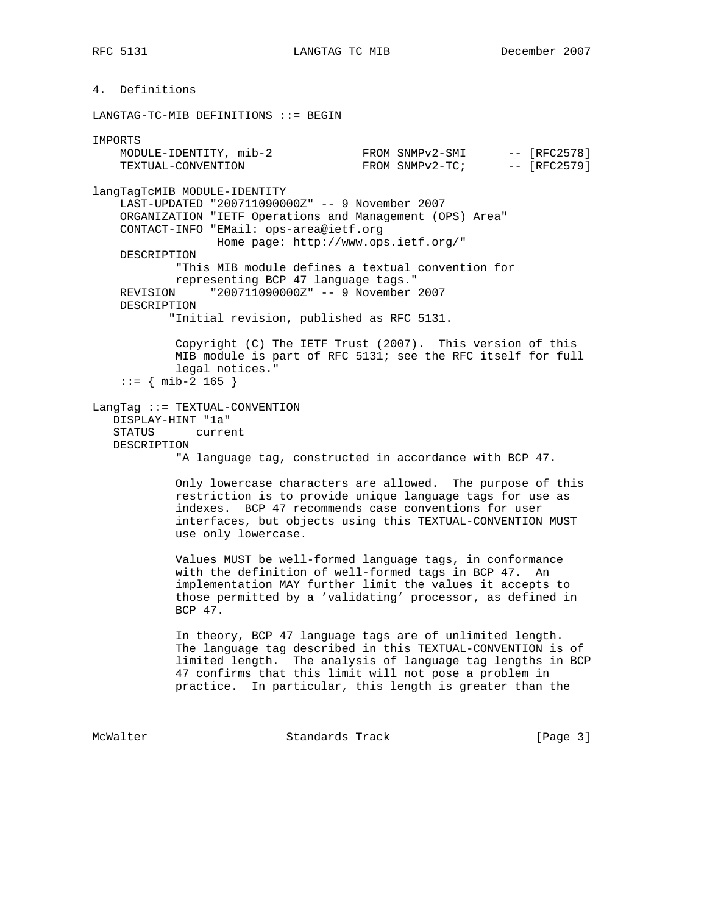## 4. Definitions

```
LANGTAG-TC-MIB DEFINITIONS ::= BEGIN

IMPORTS
    MODULE-IDENTITY, mib-2             FROM SNMPv2-SMI      -- [RFC2578]
    TEXTUAL-CONVENTION                 FROM SNMPv2-TC;      -- [RFC2579]

langTagTcMIB MODULE-IDENTITY
    LAST-UPDATED "200711090000Z" -- 9 November 2007
    ORGANIZATION "IETF Operations and Management (OPS) Area"
    CONTACT-INFO "EMail: ops-area@ietf.org
                  Home page: http://www.ops.ietf.org/"
    DESCRIPTION
            "This MIB module defines a textual convention for
            representing BCP 47 language tags."
    REVISION     "200711090000Z" -- 9 November 2007
    DESCRIPTION
           "Initial revision, published as RFC 5131.

            Copyright (C) The IETF Trust (2007).  This version of this
            MIB module is part of RFC 5131; see the RFC itself for full
            legal notices."
    ::= { mib-2 165 }

LangTag ::= TEXTUAL-CONVENTION
   DISPLAY-HINT "1a"
   STATUS      current
   DESCRIPTION
            "A language tag, constructed in accordance with BCP 47.

            Only lowercase characters are allowed.  The purpose of this
            restriction is to provide unique language tags for use as
            indexes.  BCP 47 recommends case conventions for user
            interfaces, but objects using this TEXTUAL-CONVENTION MUST
            use only lowercase.

            Values MUST be well-formed language tags, in conformance
            with the definition of well-formed tags in BCP 47.  An
            implementation MAY further limit the values it accepts to
            those permitted by a 'validating' processor, as defined in
            BCP 47.

            In theory, BCP 47 language tags are of unlimited length.
            The language tag described in this TEXTUAL-CONVENTION is of
            limited length.  The analysis of language tag lengths in BCP
            47 confirms that this limit will not pose a problem in
            practice.  In particular, this length is greater than the
```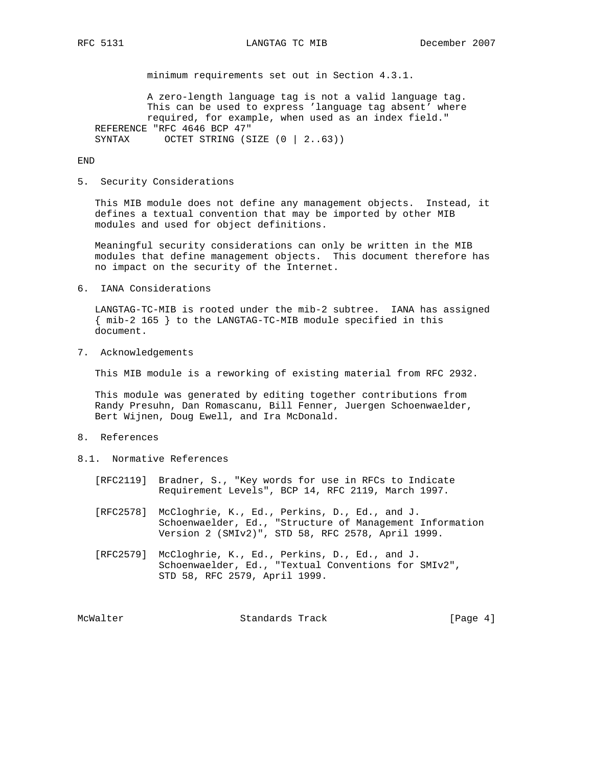```
          minimum requirements set out in Section 4.3.1.

          A zero-length language tag is not a valid language tag.
          This can be used to express 'language tag absent' where
          required, for example, when used as an index field."
   REFERENCE "RFC 4646 BCP 47"
   SYNTAX      OCTET STRING (SIZE (0 | 2..63))

END
```

## 5. Security Considerations

This MIB module does not define any management objects. Instead, it defines a textual convention that may be imported by other MIB modules and used for object definitions.

Meaningful security considerations can only be written in the MIB modules that define management objects. This document therefore has no impact on the security of the Internet.

## 6. IANA Considerations

LANGTAG-TC-MIB is rooted under the mib-2 subtree. IANA has assigned { mib-2 165 } to the LANGTAG-TC-MIB module specified in this document.

## 7. Acknowledgements

This MIB module is a reworking of existing material from RFC 2932.

This module was generated by editing together contributions from Randy Presuhn, Dan Romascanu, Bill Fenner, Juergen Schoenwaelder, Bert Wijnen, Doug Ewell, and Ira McDonald.

## 8. References

### 8.1. Normative References

[RFC2119] Bradner, S., "Key words for use in RFCs to Indicate Requirement Levels", BCP 14, RFC 2119, March 1997.

[RFC2578] McCloghrie, K., Ed., Perkins, D., Ed., and J. Schoenwaelder, Ed., "Structure of Management Information Version 2 (SMIv2)", STD 58, RFC 2578, April 1999.

[RFC2579] McCloghrie, K., Ed., Perkins, D., Ed., and J. Schoenwaelder, Ed., "Textual Conventions for SMIv2", STD 58, RFC 2579, April 1999.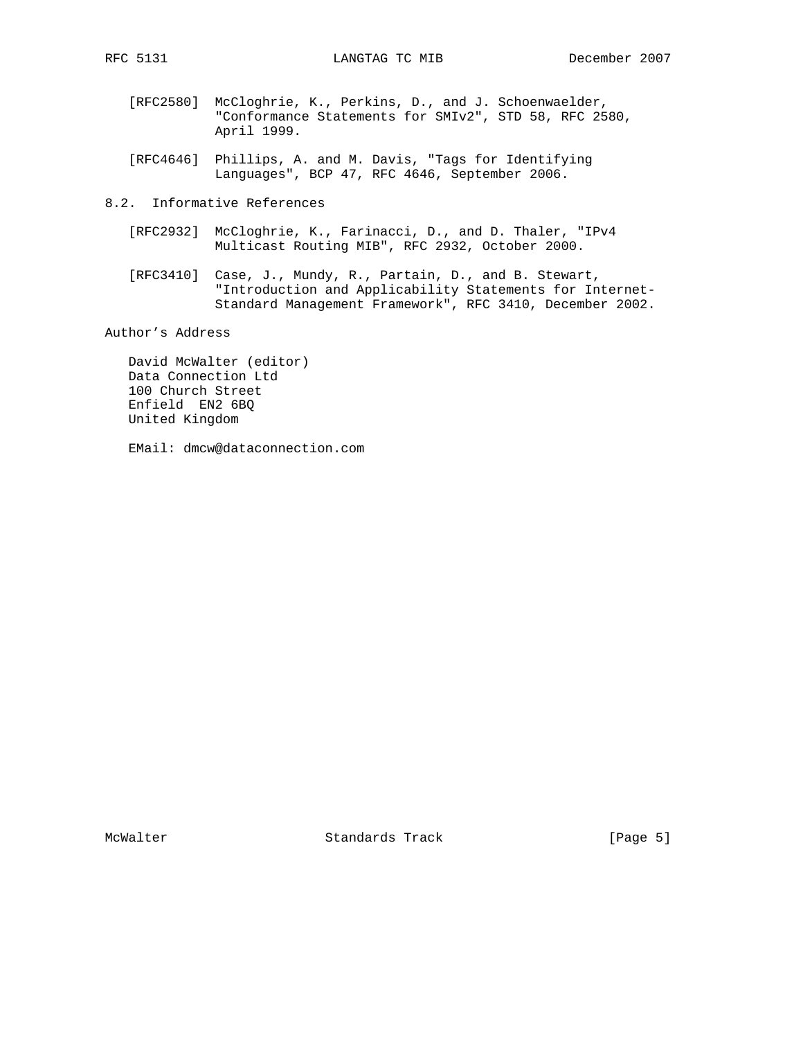[RFC2580] McCloghrie, K., Perkins, D., and J. Schoenwaelder, "Conformance Statements for SMIv2", STD 58, RFC 2580, April 1999.

[RFC4646] Phillips, A. and M. Davis, "Tags for Identifying Languages", BCP 47, RFC 4646, September 2006.

### 8.2. Informative References

[RFC2932] McCloghrie, K., Farinacci, D., and D. Thaler, "IPv4 Multicast Routing MIB", RFC 2932, October 2000.

[RFC3410] Case, J., Mundy, R., Partain, D., and B. Stewart, "Introduction and Applicability Statements for Internet-Standard Management Framework", RFC 3410, December 2002.

## Author's Address

David McWalter (editor)
Data Connection Ltd
100 Church Street
Enfield EN2 6BQ
United Kingdom

EMail: dmcw@dataconnection.com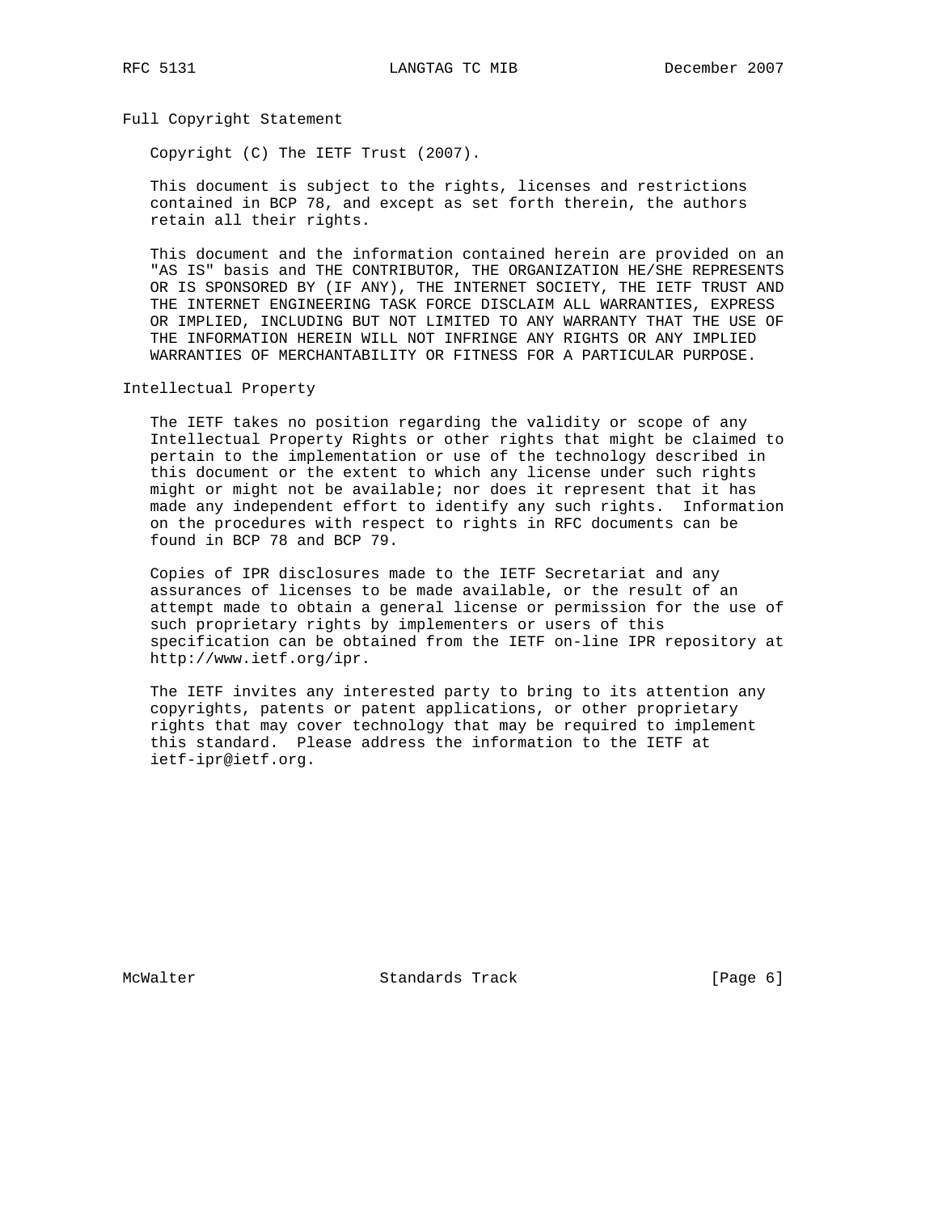## Full Copyright Statement

Copyright (C) The IETF Trust (2007).

This document is subject to the rights, licenses and restrictions contained in BCP 78, and except as set forth therein, the authors retain all their rights.

This document and the information contained herein are provided on an "AS IS" basis and THE CONTRIBUTOR, THE ORGANIZATION HE/SHE REPRESENTS OR IS SPONSORED BY (IF ANY), THE INTERNET SOCIETY, THE IETF TRUST AND THE INTERNET ENGINEERING TASK FORCE DISCLAIM ALL WARRANTIES, EXPRESS OR IMPLIED, INCLUDING BUT NOT LIMITED TO ANY WARRANTY THAT THE USE OF THE INFORMATION HEREIN WILL NOT INFRINGE ANY RIGHTS OR ANY IMPLIED WARRANTIES OF MERCHANTABILITY OR FITNESS FOR A PARTICULAR PURPOSE.

## Intellectual Property

The IETF takes no position regarding the validity or scope of any Intellectual Property Rights or other rights that might be claimed to pertain to the implementation or use of the technology described in this document or the extent to which any license under such rights might or might not be available; nor does it represent that it has made any independent effort to identify any such rights. Information on the procedures with respect to rights in RFC documents can be found in BCP 78 and BCP 79.

Copies of IPR disclosures made to the IETF Secretariat and any assurances of licenses to be made available, or the result of an attempt made to obtain a general license or permission for the use of such proprietary rights by implementers or users of this specification can be obtained from the IETF on-line IPR repository at http://www.ietf.org/ipr.

The IETF invites any interested party to bring to its attention any copyrights, patents or patent applications, or other proprietary rights that may cover technology that may be required to implement this standard. Please address the information to the IETF at ietf-ipr@ietf.org.